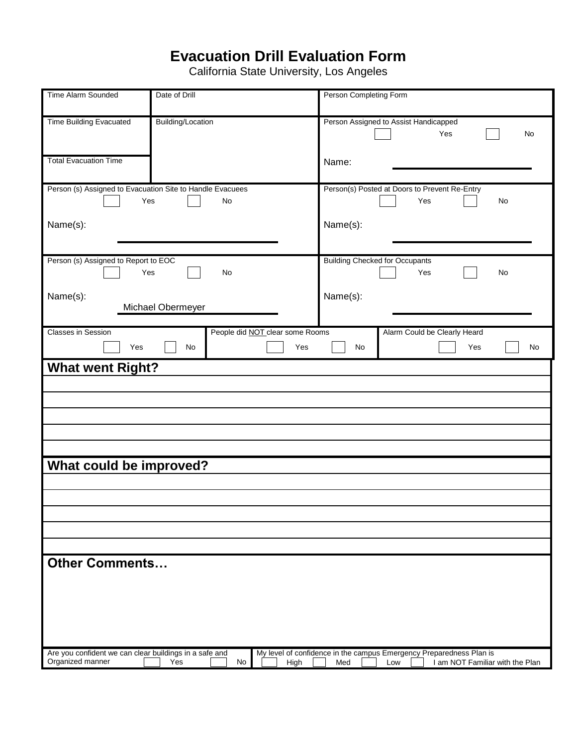# Evacuation Drill Evaluation Form

California State University, Los Angeles

| Time Alarm Sounded | Date of Drill | Person Completing Form |
|---|---|---|
| Time Building Evacuated | Building/Location | Person Assigned to Assist Handicapped ☐ Yes ☐ No |
| Total Evacuation Time | | Name: |

| | |
|---|---|
| Person (s) Assigned to Evacuation Site to Handle Evacuees ☐ Yes ☐ No<br>Name(s): | Person(s) Posted at Doors to Prevent Re-Entry ☐ Yes ☐ No<br>Name(s): |
| Person (s) Assigned to Report to EOC ☐ Yes ☐ No<br>Name(s): Michael Obermeyer | Building Checked for Occupants ☐ Yes ☐ No<br>Name(s): |

| Classes in Session | People did NOT clear some Rooms | Alarm Could be Clearly Heard |
|---|---|---|
| ☐ Yes ☐ No | ☐ Yes ☐ No | ☐ Yes ☐ No |

## What went Right?

## What could be improved?

## Other Comments…

| | |
|---|---|
| Are you confident we can clear buildings in a safe and Organized manner ☐ Yes ☐ No | My level of confidence in the campus Emergency Preparedness Plan is ☐ High ☐ Med ☐ Low ☐ I am NOT Familiar with the Plan |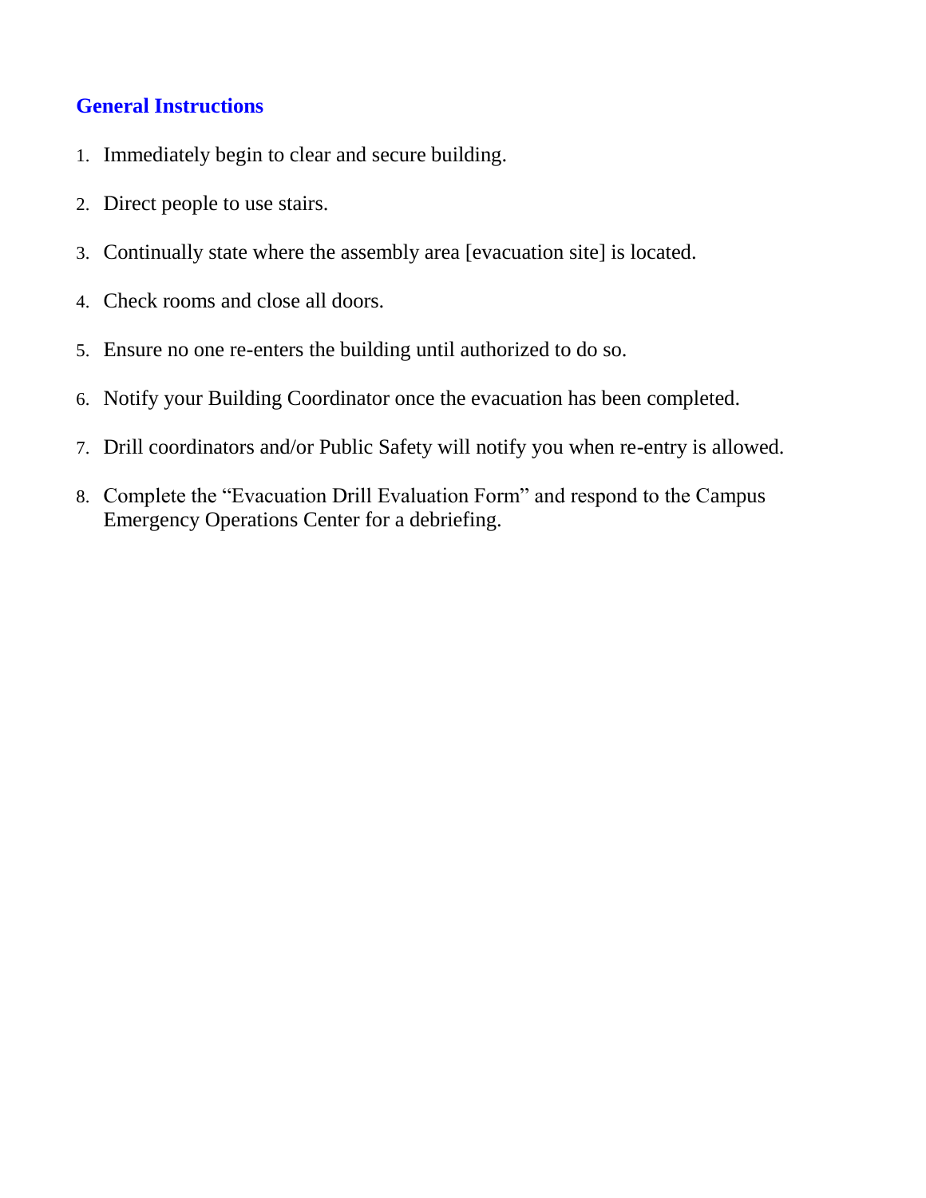## General Instructions

1. Immediately begin to clear and secure building.
2. Direct people to use stairs.
3. Continually state where the assembly area [evacuation site] is located.
4. Check rooms and close all doors.
5. Ensure no one re-enters the building until authorized to do so.
6. Notify your Building Coordinator once the evacuation has been completed.
7. Drill coordinators and/or Public Safety will notify you when re-entry is allowed.
8. Complete the "Evacuation Drill Evaluation Form" and respond to the Campus Emergency Operations Center for a debriefing.